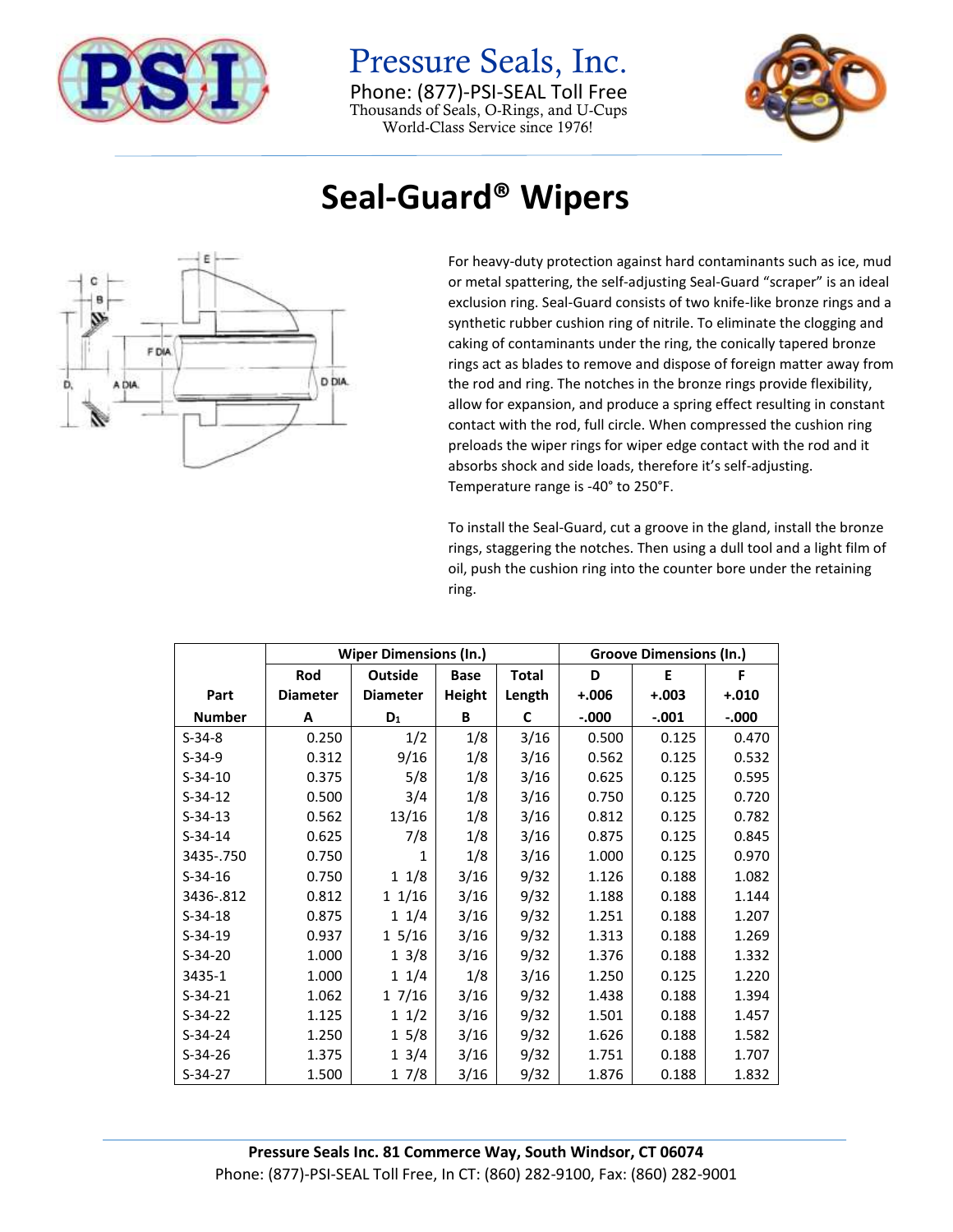# Pressure Seals, Inc.

Phone: (877)-PSI-SEAL Toll Free
Thousands of Seals, O-Rings, and U-Cups
World-Class Service since 1976!

# Seal-Guard® Wipers

For heavy-duty protection against hard contaminants such as ice, mud or metal spattering, the self-adjusting Seal-Guard "scraper" is an ideal exclusion ring. Seal-Guard consists of two knife-like bronze rings and a synthetic rubber cushion ring of nitrile. To eliminate the clogging and caking of contaminants under the ring, the conically tapered bronze rings act as blades to remove and dispose of foreign matter away from the rod and ring. The notches in the bronze rings provide flexibility, allow for expansion, and produce a spring effect resulting in constant contact with the rod, full circle. When compressed the cushion ring preloads the wiper rings for wiper edge contact with the rod and it absorbs shock and side loads, therefore it's self-adjusting. Temperature range is -40° to 250°F.

To install the Seal-Guard, cut a groove in the gland, install the bronze rings, staggering the notches. Then using a dull tool and a light film of oil, push the cushion ring into the counter bore under the retaining ring.

| | Wiper Dimensions (In.) | | | | Groove Dimensions (In.) | | |
|---|---|---|---|---|---|---|---|
| Part Number | Rod Diameter A | Outside Diameter $D_1$ | Base Height B | Total Length C | D +.006 -.000 | E +.003 -.001 | F +.010 -.000 |
| S-34-8 | 0.250 | 1/2 | 1/8 | 3/16 | 0.500 | 0.125 | 0.470 |
| S-34-9 | 0.312 | 9/16 | 1/8 | 3/16 | 0.562 | 0.125 | 0.532 |
| S-34-10 | 0.375 | 5/8 | 1/8 | 3/16 | 0.625 | 0.125 | 0.595 |
| S-34-12 | 0.500 | 3/4 | 1/8 | 3/16 | 0.750 | 0.125 | 0.720 |
| S-34-13 | 0.562 | 13/16 | 1/8 | 3/16 | 0.812 | 0.125 | 0.782 |
| S-34-14 | 0.625 | 7/8 | 1/8 | 3/16 | 0.875 | 0.125 | 0.845 |
| 3435-.750 | 0.750 | 1 | 1/8 | 3/16 | 1.000 | 0.125 | 0.970 |
| S-34-16 | 0.750 | 1 1/8 | 3/16 | 9/32 | 1.126 | 0.188 | 1.082 |
| 3436-.812 | 0.812 | 1 1/16 | 3/16 | 9/32 | 1.188 | 0.188 | 1.144 |
| S-34-18 | 0.875 | 1 1/4 | 3/16 | 9/32 | 1.251 | 0.188 | 1.207 |
| S-34-19 | 0.937 | 1 5/16 | 3/16 | 9/32 | 1.313 | 0.188 | 1.269 |
| S-34-20 | 1.000 | 1 3/8 | 3/16 | 9/32 | 1.376 | 0.188 | 1.332 |
| 3435-1 | 1.000 | 1 1/4 | 1/8 | 3/16 | 1.250 | 0.125 | 1.220 |
| S-34-21 | 1.062 | 1 7/16 | 3/16 | 9/32 | 1.438 | 0.188 | 1.394 |
| S-34-22 | 1.125 | 1 1/2 | 3/16 | 9/32 | 1.501 | 0.188 | 1.457 |
| S-34-24 | 1.250 | 1 5/8 | 3/16 | 9/32 | 1.626 | 0.188 | 1.582 |
| S-34-26 | 1.375 | 1 3/4 | 3/16 | 9/32 | 1.751 | 0.188 | 1.707 |
| S-34-27 | 1.500 | 1 7/8 | 3/16 | 9/32 | 1.876 | 0.188 | 1.832 |

**Pressure Seals Inc. 81 Commerce Way, South Windsor, CT 06074**
Phone: (877)-PSI-SEAL Toll Free, In CT: (860) 282-9100, Fax: (860) 282-9001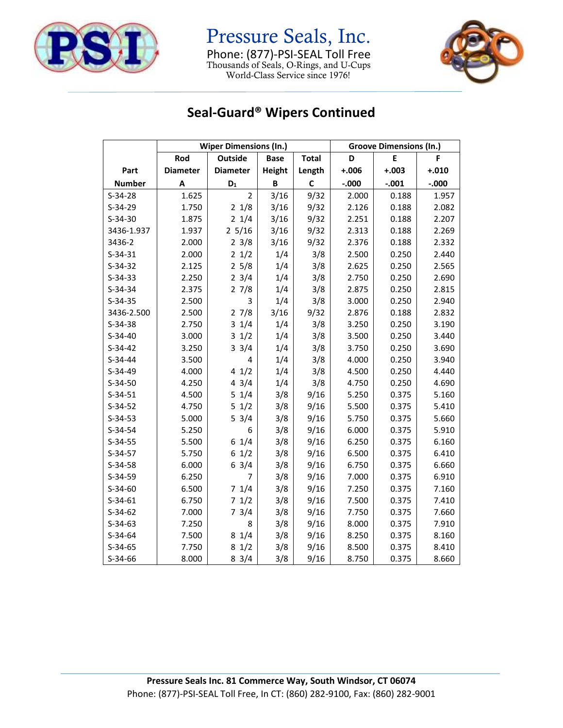## Seal-Guard® Wipers Continued

| | Wiper Dimensions (In.) | | | | Groove Dimensions (In.) | | |
|---|---|---|---|---|---|---|---|
| Part Number | Rod Diameter A | Outside Diameter $D_1$ | Base Height B | Total Length C | D +.006 -.000 | E +.003 -.001 | F +.010 -.000 |
| S-34-28 | 1.625 | 2 | 3/16 | 9/32 | 2.000 | 0.188 | 1.957 |
| S-34-29 | 1.750 | 2 1/8 | 3/16 | 9/32 | 2.126 | 0.188 | 2.082 |
| S-34-30 | 1.875 | 2 1/4 | 3/16 | 9/32 | 2.251 | 0.188 | 2.207 |
| 3436-1.937 | 1.937 | 2 5/16 | 3/16 | 9/32 | 2.313 | 0.188 | 2.269 |
| 3436-2 | 2.000 | 2 3/8 | 3/16 | 9/32 | 2.376 | 0.188 | 2.332 |
| S-34-31 | 2.000 | 2 1/2 | 1/4 | 3/8 | 2.500 | 0.250 | 2.440 |
| S-34-32 | 2.125 | 2 5/8 | 1/4 | 3/8 | 2.625 | 0.250 | 2.565 |
| S-34-33 | 2.250 | 2 3/4 | 1/4 | 3/8 | 2.750 | 0.250 | 2.690 |
| S-34-34 | 2.375 | 2 7/8 | 1/4 | 3/8 | 2.875 | 0.250 | 2.815 |
| S-34-35 | 2.500 | 3 | 1/4 | 3/8 | 3.000 | 0.250 | 2.940 |
| 3436-2.500 | 2.500 | 2 7/8 | 3/16 | 9/32 | 2.876 | 0.188 | 2.832 |
| S-34-38 | 2.750 | 3 1/4 | 1/4 | 3/8 | 3.250 | 0.250 | 3.190 |
| S-34-40 | 3.000 | 3 1/2 | 1/4 | 3/8 | 3.500 | 0.250 | 3.440 |
| S-34-42 | 3.250 | 3 3/4 | 1/4 | 3/8 | 3.750 | 0.250 | 3.690 |
| S-34-44 | 3.500 | 4 | 1/4 | 3/8 | 4.000 | 0.250 | 3.940 |
| S-34-49 | 4.000 | 4 1/2 | 1/4 | 3/8 | 4.500 | 0.250 | 4.440 |
| S-34-50 | 4.250 | 4 3/4 | 1/4 | 3/8 | 4.750 | 0.250 | 4.690 |
| S-34-51 | 4.500 | 5 1/4 | 3/8 | 9/16 | 5.250 | 0.375 | 5.160 |
| S-34-52 | 4.750 | 5 1/2 | 3/8 | 9/16 | 5.500 | 0.375 | 5.410 |
| S-34-53 | 5.000 | 5 3/4 | 3/8 | 9/16 | 5.750 | 0.375 | 5.660 |
| S-34-54 | 5.250 | 6 | 3/8 | 9/16 | 6.000 | 0.375 | 5.910 |
| S-34-55 | 5.500 | 6 1/4 | 3/8 | 9/16 | 6.250 | 0.375 | 6.160 |
| S-34-57 | 5.750 | 6 1/2 | 3/8 | 9/16 | 6.500 | 0.375 | 6.410 |
| S-34-58 | 6.000 | 6 3/4 | 3/8 | 9/16 | 6.750 | 0.375 | 6.660 |
| S-34-59 | 6.250 | 7 | 3/8 | 9/16 | 7.000 | 0.375 | 6.910 |
| S-34-60 | 6.500 | 7 1/4 | 3/8 | 9/16 | 7.250 | 0.375 | 7.160 |
| S-34-61 | 6.750 | 7 1/2 | 3/8 | 9/16 | 7.500 | 0.375 | 7.410 |
| S-34-62 | 7.000 | 7 3/4 | 3/8 | 9/16 | 7.750 | 0.375 | 7.660 |
| S-34-63 | 7.250 | 8 | 3/8 | 9/16 | 8.000 | 0.375 | 7.910 |
| S-34-64 | 7.500 | 8 1/4 | 3/8 | 9/16 | 8.250 | 0.375 | 8.160 |
| S-34-65 | 7.750 | 8 1/2 | 3/8 | 9/16 | 8.500 | 0.375 | 8.410 |
| S-34-66 | 8.000 | 8 3/4 | 3/8 | 9/16 | 8.750 | 0.375 | 8.660 |